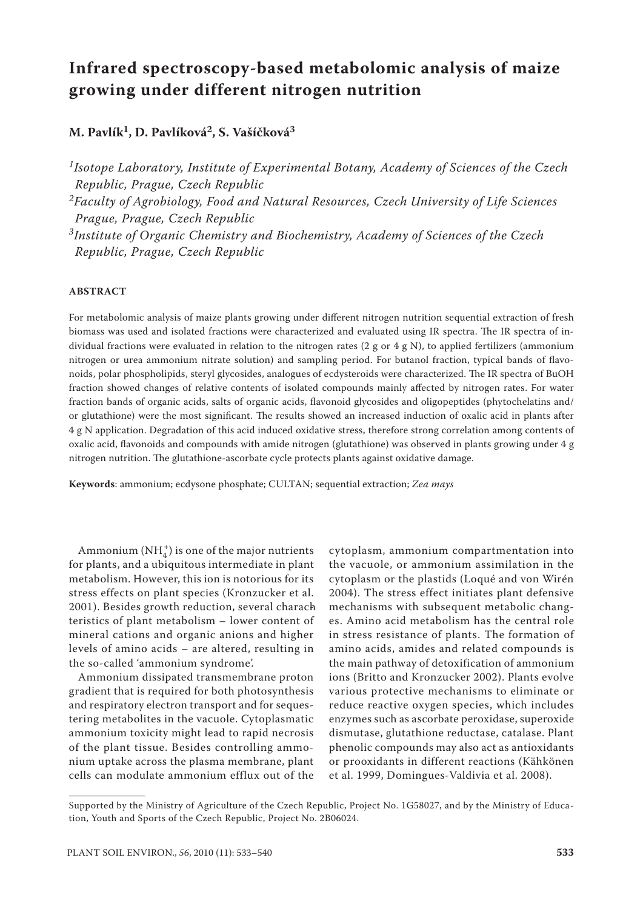# Infrared spectroscopy-based metabolomic analysis of maize growing under different nitrogen nutrition

**M. Pavlík[1], D. Pavlíková[2], S. Vašíčková[3]**

[1]*Isotope Laboratory, Institute of Experimental Botany, Academy of Sciences of the Czech Republic, Prague, Czech Republic*

[2]*Faculty of Agrobiology, Food and Natural Resources, Czech University of Life Sciences Prague, Prague, Czech Republic*

[3]*Institute of Organic Chemistry and Biochemistry, Academy of Sciences of the Czech Republic, Prague, Czech Republic*

## ABSTRACT

For metabolomic analysis of maize plants growing under different nitrogen nutrition sequential extraction of fresh biomass was used and isolated fractions were characterized and evaluated using IR spectra. The IR spectra of individual fractions were evaluated in relation to the nitrogen rates (2 g or 4 g N), to applied fertilizers (ammonium nitrogen or urea ammonium nitrate solution) and sampling period. For butanol fraction, typical bands of flavonoids, polar phospholipids, steryl glycosides, analogues of ecdysteroids were characterized. The IR spectra of BuOH fraction showed changes of relative contents of isolated compounds mainly affected by nitrogen rates. For water fraction bands of organic acids, salts of organic acids, flavonoid glycosides and oligopeptides (phytochelatins and/or glutathione) were the most significant. The results showed an increased induction of oxalic acid in plants after 4 g N application. Degradation of this acid induced oxidative stress, therefore strong correlation among contents of oxalic acid, flavonoids and compounds with amide nitrogen (glutathione) was observed in plants growing under 4 g nitrogen nutrition. The glutathione-ascorbate cycle protects plants against oxidative damage.

**Keywords**: ammonium; ecdysone phosphate; CULTAN; sequential extraction; *Zea mays*

Ammonium ($NH_4^+$) is one of the major nutrients for plants, and a ubiquitous intermediate in plant metabolism. However, this ion is notorious for its stress effects on plant species (Kronzucker et al. 2001). Besides growth reduction, several charach teristics of plant metabolism – lower content of mineral cations and organic anions and higher levels of amino acids – are altered, resulting in the so-called 'ammonium syndrome'.

Ammonium dissipated transmembrane proton gradient that is required for both photosynthesis and respiratory electron transport and for sequestering metabolites in the vacuole. Cytoplasmatic ammonium toxicity might lead to rapid necrosis of the plant tissue. Besides controlling ammonium uptake across the plasma membrane, plant cells can modulate ammonium efflux out of the cytoplasm, ammonium compartmentation into the vacuole, or ammonium assimilation in the cytoplasm or the plastids (Loqué and von Wirén 2004). The stress effect initiates plant defensive mechanisms with subsequent metabolic changes. Amino acid metabolism has the central role in stress resistance of plants. The formation of amino acids, amides and related compounds is the main pathway of detoxification of ammonium ions (Britto and Kronzucker 2002). Plants evolve various protective mechanisms to eliminate or reduce reactive oxygen species, which includes enzymes such as ascorbate peroxidase, superoxide dismutase, glutathione reductase, catalase. Plant phenolic compounds may also act as antioxidants or prooxidants in different reactions (Kähkönen et al. 1999, Domingues-Valdivia et al. 2008).

Supported by the Ministry of Agriculture of the Czech Republic, Project No. 1G58027, and by the Ministry of Education, Youth and Sports of the Czech Republic, Project No. 2B06024.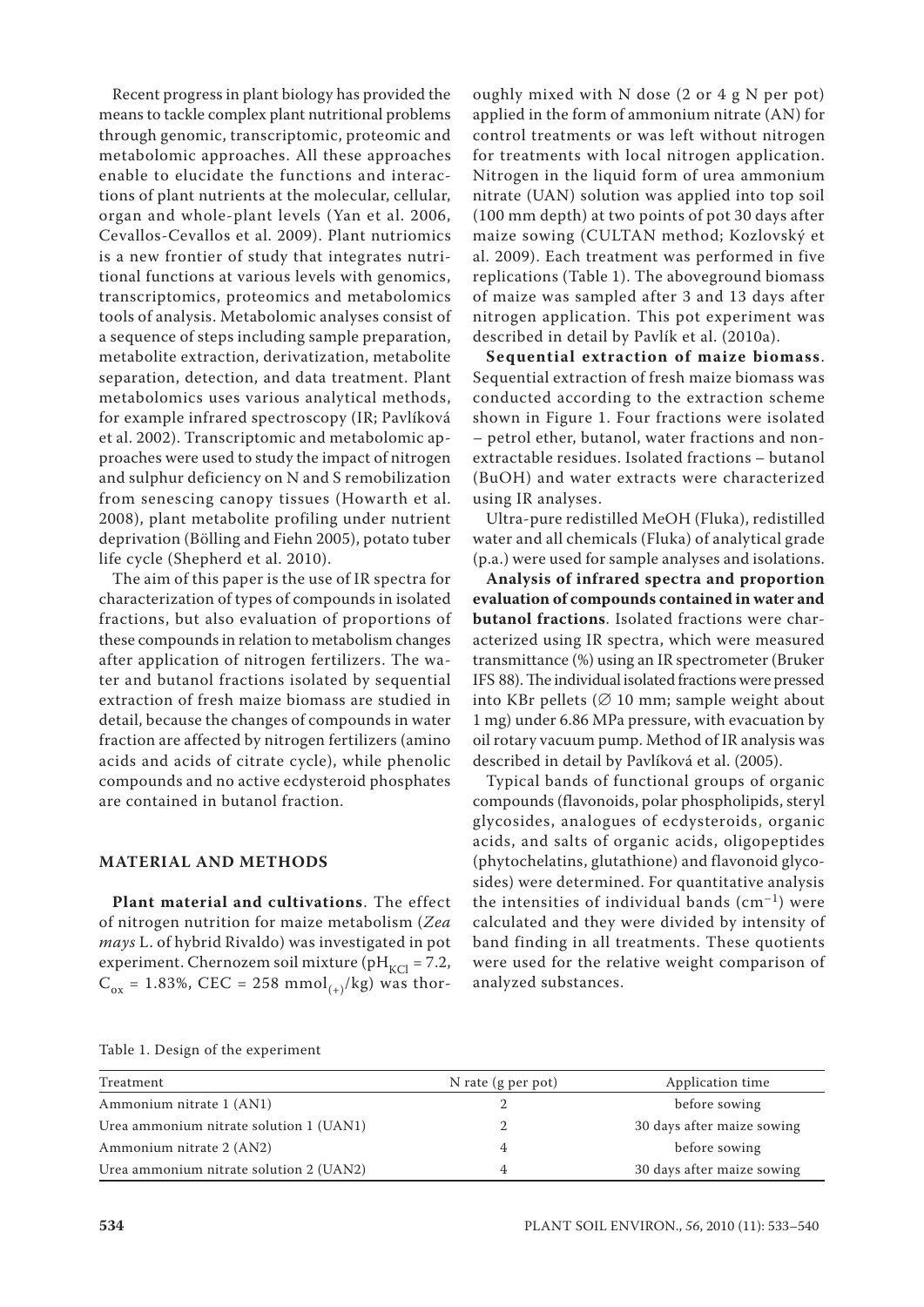Recent progress in plant biology has provided the means to tackle complex plant nutritional problems through genomic, transcriptomic, proteomic and metabolomic approaches. All these approaches enable to elucidate the functions and interactions of plant nutrients at the molecular, cellular, organ and whole-plant levels (Yan et al. 2006, Cevallos-Cevallos et al. 2009). Plant nutriomics is a new frontier of study that integrates nutritional functions at various levels with genomics, transcriptomics, proteomics and metabolomics tools of analysis. Metabolomic analyses consist of a sequence of steps including sample preparation, metabolite extraction, derivatization, metabolite separation, detection, and data treatment. Plant metabolomics uses various analytical methods, for example infrared spectroscopy (IR; Pavlíková et al. 2002). Transcriptomic and metabolomic approaches were used to study the impact of nitrogen and sulphur deficiency on N and S remobilization from senescing canopy tissues (Howarth et al. 2008), plant metabolite profiling under nutrient deprivation (Bölling and Fiehn 2005), potato tuber life cycle (Shepherd et al. 2010).

The aim of this paper is the use of IR spectra for characterization of types of compounds in isolated fractions, but also evaluation of proportions of these compounds in relation to metabolism changes after application of nitrogen fertilizers. The water and butanol fractions isolated by sequential extraction of fresh maize biomass are studied in detail, because the changes of compounds in water fraction are affected by nitrogen fertilizers (amino acids and acids of citrate cycle), while phenolic compounds and no active ecdysteroid phosphates are contained in butanol fraction.

## MATERIAL AND METHODS

**Plant material and cultivations**. The effect of nitrogen nutrition for maize metabolism (*Zea mays* L. of hybrid Rivaldo) was investigated in pot experiment. Chernozem soil mixture ($pH_{KCl}$ = 7.2, $C_{ox}$ = 1.83%, CEC = 258 $mmol_{(+)}$/kg) was thoroughly mixed with N dose (2 or 4 g N per pot) applied in the form of ammonium nitrate (AN) for control treatments or was left without nitrogen for treatments with local nitrogen application. Nitrogen in the liquid form of urea ammonium nitrate (UAN) solution was applied into top soil (100 mm depth) at two points of pot 30 days after maize sowing (CULTAN method; Kozlovský et al. 2009). Each treatment was performed in five replications (Table 1). The aboveground biomass of maize was sampled after 3 and 13 days after nitrogen application. This pot experiment was described in detail by Pavlík et al. (2010a).

**Sequential extraction of maize biomass**. Sequential extraction of fresh maize biomass was conducted according to the extraction scheme shown in Figure 1. Four fractions were isolated – petrol ether, butanol, water fractions and non-extractable residues. Isolated fractions – butanol (BuOH) and water extracts were characterized using IR analyses.

Ultra-pure redistilled MeOH (Fluka), redistilled water and all chemicals (Fluka) of analytical grade (p.a.) were used for sample analyses and isolations.

**Analysis of infrared spectra and proportion evaluation of compounds contained in water and butanol fractions**. Isolated fractions were characterized using IR spectra, which were measured transmittance (%) using an IR spectrometer (Bruker IFS 88). The individual isolated fractions were pressed into KBr pellets (∅ 10 mm; sample weight about 1 mg) under 6.86 MPa pressure, with evacuation by oil rotary vacuum pump. Method of IR analysis was described in detail by Pavlíková et al. (2005).

Typical bands of functional groups of organic compounds (flavonoids, polar phospholipids, steryl glycosides, analogues of ecdysteroids, organic acids, and salts of organic acids, oligopeptides (phytochelatins, glutathione) and flavonoid glycosides) were determined. For quantitative analysis the intensities of individual bands ($cm^{-1}$) were calculated and they were divided by intensity of band finding in all treatments. These quotients were used for the relative weight comparison of analyzed substances.

Table 1. Design of the experiment

| Treatment | N rate (g per pot) | Application time |
|---|---|---|
| Ammonium nitrate 1 (AN1) | 2 | before sowing |
| Urea ammonium nitrate solution 1 (UAN1) | 2 | 30 days after maize sowing |
| Ammonium nitrate 2 (AN2) | 4 | before sowing |
| Urea ammonium nitrate solution 2 (UAN2) | 4 | 30 days after maize sowing |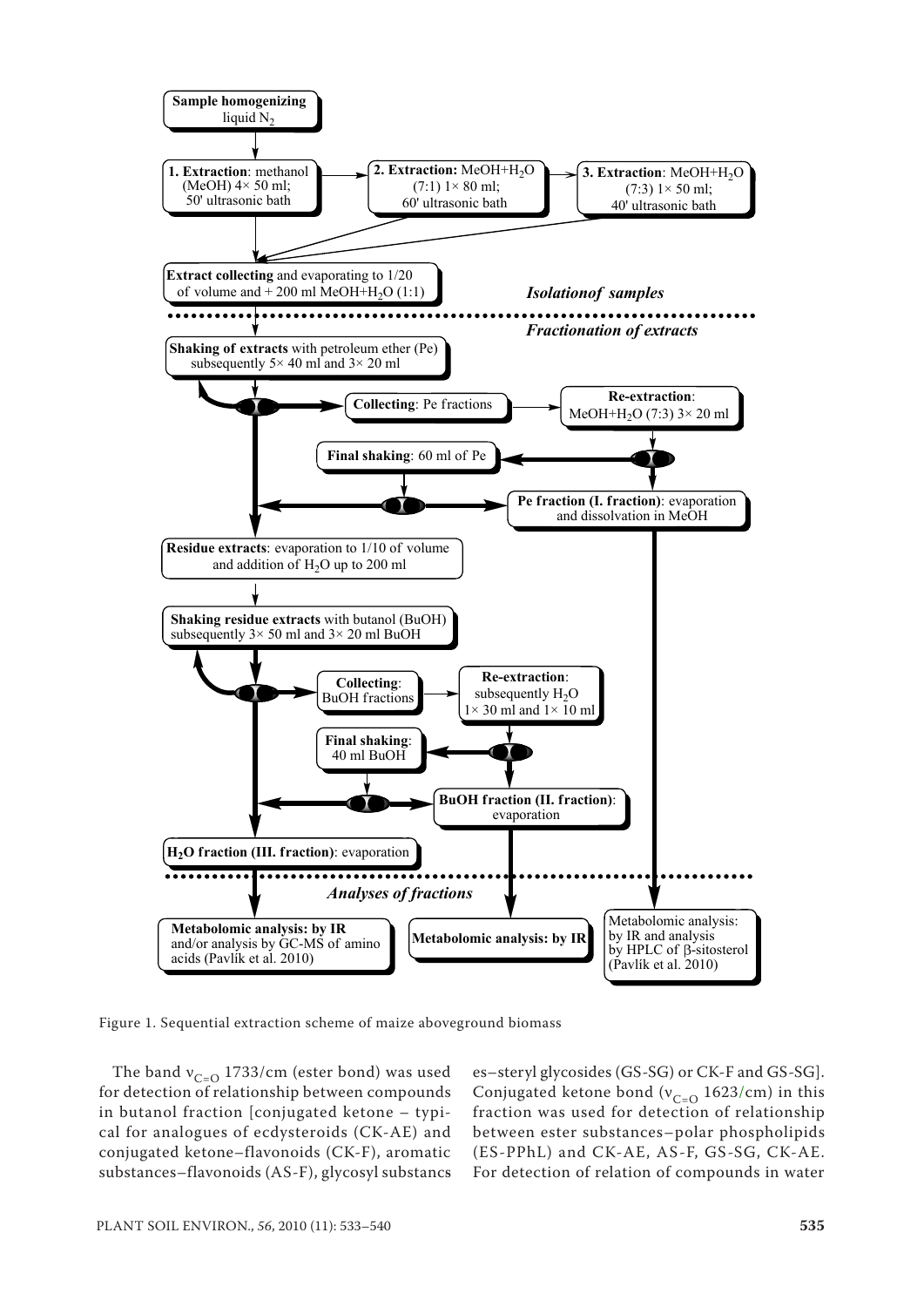**Sample homogenizing** liquid $N_2$

**1. Extraction**: methanol (MeOH) 4× 50 ml; 50' ultrasonic bath

**2. Extraction:** MeOH+$H_2O$ (7:1) 1× 80 ml; 60' ultrasonic bath

**3. Extraction**: MeOH+$H_2O$ (7:3) 1× 50 ml; 40' ultrasonic bath

**Extract collecting** and evaporating to 1/20 of volume and + 200 ml MeOH+$H_2O$ (1:1)

*Isolationof samples*

*Fractionation of extracts*

**Shaking of extracts** with petroleum ether (Pe) subsequently 5× 40 ml and 3× 20 ml

**Collecting**: Pe fractions

**Re-extraction**: MeOH+$H_2O$ (7:3) 3× 20 ml

**Final shaking**: 60 ml of Pe

**Pe fraction (I. fraction)**: evaporation and dissolvation in MeOH

**Residue extracts**: evaporation to 1/10 of volume and addition of $H_2O$ up to 200 ml

**Shaking residue extracts** with butanol (BuOH) subsequently 3× 50 ml and 3× 20 ml BuOH

**Collecting**: BuOH fractions

**Re-extraction**: subsequently $H_2O$ 1× 30 ml and 1× 10 ml

**Final shaking**: 40 ml BuOH

**BuOH fraction (II. fraction)**: evaporation

**$H_2O$ fraction (III. fraction)**: evaporation

*Analyses of fractions*

**Metabolomic analysis: by IR** and/or analysis by GC-MS of amino acids (Pavlík et al. 2010)

**Metabolomic analysis: by IR**

Metabolomic analysis: by IR and analysis by HPLC of β-sitosterol (Pavlík et al. 2010)

Figure 1. Sequential extraction scheme of maize aboveground biomass

The band $\nu_{C=O}$ 1733/cm (ester bond) was used for detection of relationship between compounds in butanol fraction [conjugated ketone – typical for analogues of ecdysteroids (CK-AE) and conjugated ketone–flavonoids (CK-F), aromatic substances–flavonoids (AS-F), glycosyl substancs es–steryl glycosides (GS-SG) or CK-F and GS-SG]. Conjugated ketone bond ($\nu_{C=O}$ 1623/cm) in this fraction was used for detection of relationship between ester substances–polar phospholipids (ES-PPhL) and CK-AE, AS-F, GS-SG, CK-AE. For detection of relation of compounds in water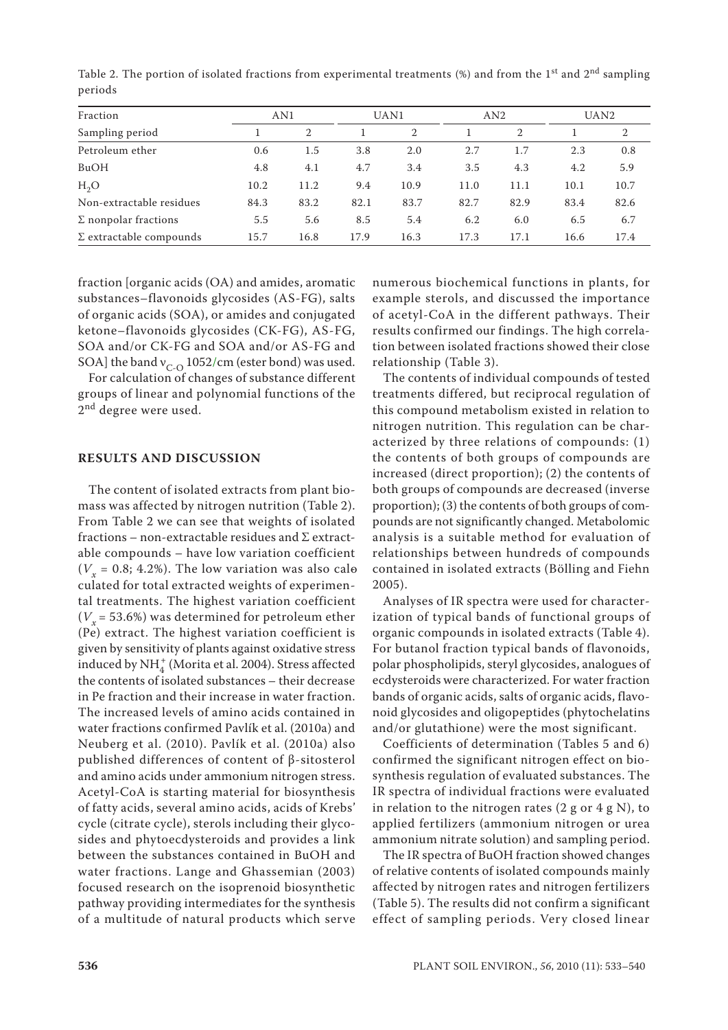Table 2. The portion of isolated fractions from experimental treatments (%) and from the 1st and 2nd sampling periods

| Fraction | AN1 | | UAN1 | | AN2 | | UAN2 | |
|---|---|---|---|---|---|---|---|---|
| Sampling period | 1 | 2 | 1 | 2 | 1 | 2 | 1 | 2 |
| Petroleum ether | 0.6 | 1.5 | 3.8 | 2.0 | 2.7 | 1.7 | 2.3 | 0.8 |
| BuOH | 4.8 | 4.1 | 4.7 | 3.4 | 3.5 | 4.3 | 4.2 | 5.9 |
| $H_2O$ | 10.2 | 11.2 | 9.4 | 10.9 | 11.0 | 11.1 | 10.1 | 10.7 |
| Non-extractable residues | 84.3 | 83.2 | 82.1 | 83.7 | 82.7 | 82.9 | 83.4 | 82.6 |
| Σ nonpolar fractions | 5.5 | 5.6 | 8.5 | 5.4 | 6.2 | 6.0 | 6.5 | 6.7 |
| Σ extractable compounds | 15.7 | 16.8 | 17.9 | 16.3 | 17.3 | 17.1 | 16.6 | 17.4 |

fraction [organic acids (OA) and amides, aromatic substances–flavonoids glycosides (AS-FG), salts of organic acids (SOA), or amides and conjugated ketone–flavonoids glycosides (CK-FG), AS-FG, SOA and/or CK-FG and SOA and/or AS-FG and SOA] the band $\nu_{C-O}$ 1052/cm (ester bond) was used.

For calculation of changes of substance different groups of linear and polynomial functions of the 2nd degree were used.

## RESULTS AND DISCUSSION

The content of isolated extracts from plant biomass was affected by nitrogen nutrition (Table 2). From Table 2 we can see that weights of isolated fractions – non-extractable residues and Σ extractable compounds – have low variation coefficient ($V_x$ = 0.8; 4.2%). The low variation was also calculated for total extracted weights of experimental treatments. The highest variation coefficient ($V_x$ = 53.6%) was determined for petroleum ether (Pe) extract. The highest variation coefficient is given by sensitivity of plants against oxidative stress induced by $NH_4^+$ (Morita et al. 2004). Stress affected the contents of isolated substances – their decrease in Pe fraction and their increase in water fraction. The increased levels of amino acids contained in water fractions confirmed Pavlík et al. (2010a) and Neuberg et al. (2010). Pavlík et al. (2010a) also published differences of content of β-sitosterol and amino acids under ammonium nitrogen stress. Acetyl-CoA is starting material for biosynthesis of fatty acids, several amino acids, acids of Krebs' cycle (citrate cycle), sterols including their glycosides and phytoecdysteroids and provides a link between the substances contained in BuOH and water fractions. Lange and Ghassemian (2003) focused research on the isoprenoid biosynthetic pathway providing intermediates for the synthesis of a multitude of natural products which serve numerous biochemical functions in plants, for example sterols, and discussed the importance of acetyl-CoA in the different pathways. Their results confirmed our findings. The high correlation between isolated fractions showed their close relationship (Table 3).

The contents of individual compounds of tested treatments differed, but reciprocal regulation of this compound metabolism existed in relation to nitrogen nutrition. This regulation can be characterized by three relations of compounds: (1) the contents of both groups of compounds are increased (direct proportion); (2) the contents of both groups of compounds are decreased (inverse proportion); (3) the contents of both groups of compounds are not significantly changed. Metabolomic analysis is a suitable method for evaluation of relationships between hundreds of compounds contained in isolated extracts (Bölling and Fiehn 2005).

Analyses of IR spectra were used for characterization of typical bands of functional groups of organic compounds in isolated extracts (Table 4). For butanol fraction typical bands of flavonoids, polar phospholipids, steryl glycosides, analogues of ecdysteroids were characterized. For water fraction bands of organic acids, salts of organic acids, flavonoid glycosides and oligopeptides (phytochelatins and/or glutathione) were the most significant.

Coefficients of determination (Tables 5 and 6) confirmed the significant nitrogen effect on biosynthesis regulation of evaluated substances. The IR spectra of individual fractions were evaluated in relation to the nitrogen rates (2 g or 4 g N), to applied fertilizers (ammonium nitrogen or urea ammonium nitrate solution) and sampling period.

The IR spectra of BuOH fraction showed changes of relative contents of isolated compounds mainly affected by nitrogen rates and nitrogen fertilizers (Table 5). The results did not confirm a significant effect of sampling periods. Very closed linear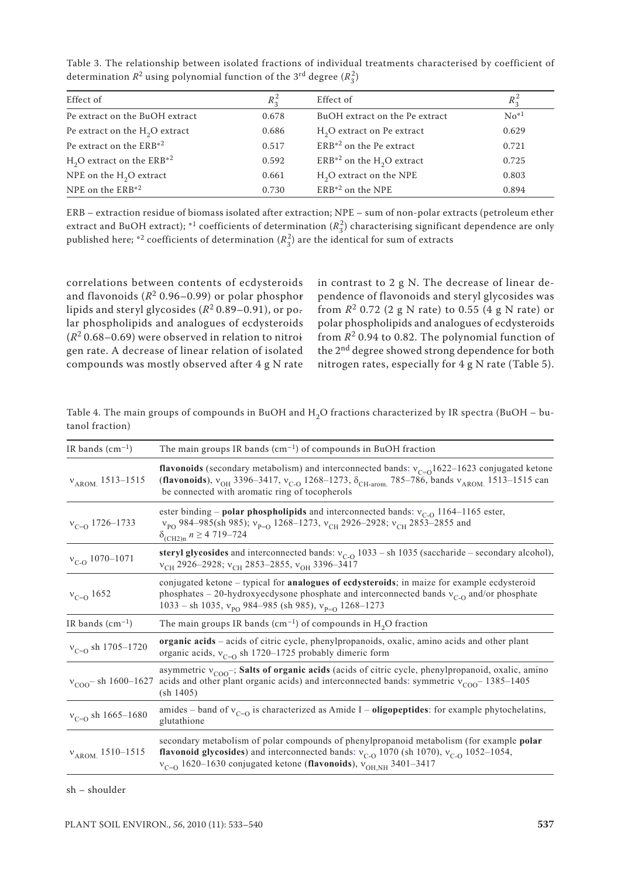Table 3. The relationship between isolated fractions of individual treatments characterised by coefficient of determination $R^2$ using polynomial function of the 3[rd] degree ($R_3^2$)

| Effect of | $R_3^2$ | Effect of | $R_3^2$ |
|---|---|---|---|
| Pe extract on the BuOH extract | 0.678 | BuOH extract on the Pe extract | No*1 |
| Pe extract on the $H_2O$ extract | 0.686 | $H_2O$ extract on Pe extract | 0.629 |
| Pe extract on the ERB*2 | 0.517 | ERB*2 on the Pe extract | 0.721 |
| $H_2O$ extract on the ERB*2 | 0.592 | ERB*2 on the $H_2O$ extract | 0.725 |
| NPE on the $H_2O$ extract | 0.661 | $H_2O$ extract on the NPE | 0.803 |
| NPE on the ERB*2 | 0.730 | ERB*2 on the NPE | 0.894 |

ERB – extraction residue of biomass isolated after extraction; NPE – sum of non-polar extracts (petroleum ether extract and BuOH extract); *1 coefficients of determination ($R_3^2$) characterising significant dependence are only published here; *2 coefficients of determination ($R_3^2$) are the identical for sum of extracts

correlations between contents of ecdysteroids and flavonoids ($R^2$ 0.96–0.99) or polar phospholipids and steryl glycosides ($R^2$ 0.89–0.91), or polar phospholipids and analogues of ecdysteroids ($R^2$ 0.68–0.69) were observed in relation to nitrogen rate. A decrease of linear relation of isolated compounds was mostly observed after 4 g N rate in contrast to 2 g N. The decrease of linear dependence of flavonoids and steryl glycosides was from $R^2$ 0.72 (2 g N rate) to 0.55 (4 g N rate) or polar phospholipids and analogues of ecdysteroids from $R^2$ 0.94 to 0.82. The polynomial function of the 2[nd] degree showed strong dependence for both nitrogen rates, especially for 4 g N rate (Table 5).

Table 4. The main groups of compounds in BuOH and $H_2O$ fractions characterized by IR spectra (BuOH – butanol fraction)

| IR bands (cm$^{-1}$) | The main groups IR bands (cm$^{-1}$) of compounds in BuOH fraction |
|---|---|
| $\nu_{AROM.}$ 1513–1515 | **flavonoids** (secondary metabolism) and interconnected bands: $\nu_{C=O}$1622–1623 conjugated ketone (**flavonoids**), $\nu_{OH}$ 3396–3417, $\nu_{C\text{-}O}$ 1268–1273, $\delta_{CH\text{-}arom.}$ 785–786, bands $\nu_{AROM.}$ 1513–1515 can be connected with aromatic ring of tocopherols |
| $\nu_{C=O}$ 1726–1733 | ester binding – **polar phospholipids** and interconnected bands: $\nu_{C\text{-}O}$ 1164–1165 ester, $\nu_{PO}$ 984–985(sh 985); $\nu_{P=O}$ 1268–1273, $\nu_{CH}$ 2926–2928; $\nu_{CH}$ 2853–2855 and $\delta_{(CH2)n}$ $n \geq 4$ 719–724 |
| $\nu_{C\text{-}O}$ 1070–1071 | **steryl glycosides** and interconnected bands: $\nu_{C\text{-}O}$ 1033 – sh 1035 (saccharide – secondary alcohol), $\nu_{CH}$ 2926–2928; $\nu_{CH}$ 2853–2855, $\nu_{OH}$ 3396–3417 |
| $\nu_{C=O}$ 1652 | conjugated ketone – typical for **analogues of ecdysteroids**; in maize for example ecdysteroid phosphates – 20-hydroxyecdysone phosphate and interconnected bands $\nu_{C\text{-}O}$ and/or phosphate 1033 – sh 1035, $\nu_{PO}$ 984–985 (sh 985), $\nu_{P=O}$ 1268–1273 |
| IR bands (cm$^{-1}$) | The main groups IR bands (cm$^{-1}$) of compounds in $H_2O$ fraction |
| $\nu_{C=O}$ sh 1705–1720 | **organic acids** – acids of citric cycle, phenylpropanoids, oxalic, amino acids and other plant organic acids, $\nu_{C=O}$ sh 1720–1725 probably dimeric form |
| $\nu_{COO}$– sh 1600–1627 | asymmetric $\nu_{COO}$–; **Salts of organic acids** (acids of citric cycle, phenylpropanoid, oxalic, amino acids and other plant organic acids) and interconnected bands: symmetric $\nu_{COO}$– 1385–1405 (sh 1405) |
| $\nu_{C=O}$ sh 1665–1680 | amides – band of $\nu_{C=O}$ is characterized as Amide I – **oligopeptides**: for example phytochelatins, glutathione |
| $\nu_{AROM.}$ 1510–1515 | secondary metabolism of polar compounds of phenylpropanoid metabolism (for example **polar flavonoid glycosides**) and interconnected bands: $\nu_{C\text{-}O}$ 1070 (sh 1070), $\nu_{C\text{-}O}$ 1052–1054, $\nu_{C=O}$ 1620–1630 conjugated ketone (**flavonoids**), $\nu_{OH,NH}$ 3401–3417 |

sh – shoulder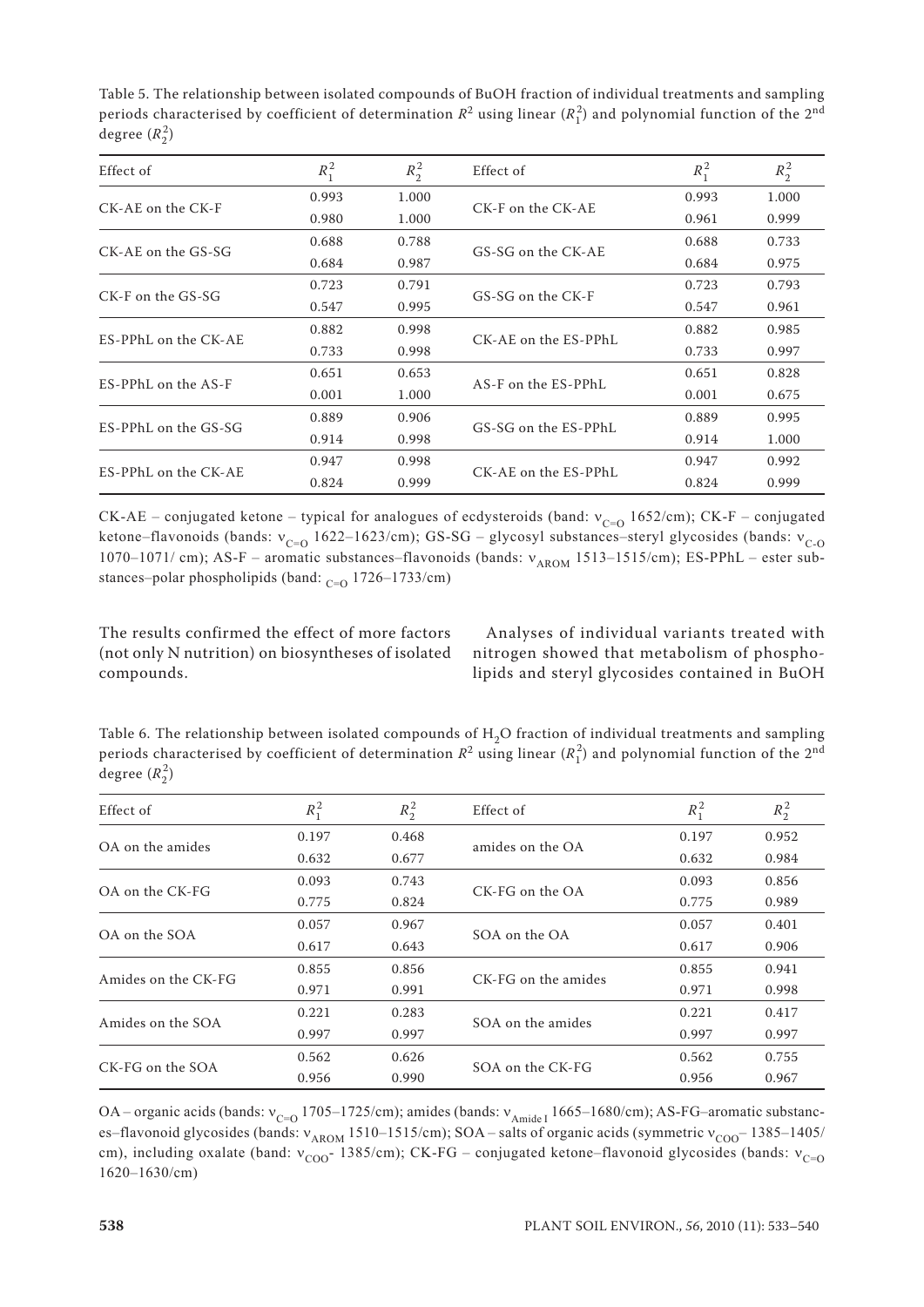Table 5. The relationship between isolated compounds of BuOH fraction of individual treatments and sampling periods characterised by coefficient of determination $R^2$ using linear ($R_1^2$) and polynomial function of the 2[nd] degree ($R_2^2$)

| Effect of | $R_1^2$ | $R_2^2$ | Effect of | $R_1^2$ | $R_2^2$ |
|---|---|---|---|---|---|
| CK-AE on the CK-F | 0.993 | 1.000 | CK-F on the CK-AE | 0.993 | 1.000 |
| | 0.980 | 1.000 | | 0.961 | 0.999 |
| CK-AE on the GS-SG | 0.688 | 0.788 | GS-SG on the CK-AE | 0.688 | 0.733 |
| | 0.684 | 0.987 | | 0.684 | 0.975 |
| CK-F on the GS-SG | 0.723 | 0.791 | GS-SG on the CK-F | 0.723 | 0.793 |
| | 0.547 | 0.995 | | 0.547 | 0.961 |
| ES-PPhL on the CK-AE | 0.882 | 0.998 | CK-AE on the ES-PPhL | 0.882 | 0.985 |
| | 0.733 | 0.998 | | 0.733 | 0.997 |
| ES-PPhL on the AS-F | 0.651 | 0.653 | AS-F on the ES-PPhL | 0.651 | 0.828 |
| | 0.001 | 1.000 | | 0.001 | 0.675 |
| ES-PPhL on the GS-SG | 0.889 | 0.906 | GS-SG on the ES-PPhL | 0.889 | 0.995 |
| | 0.914 | 0.998 | | 0.914 | 1.000 |
| ES-PPhL on the CK-AE | 0.947 | 0.998 | CK-AE on the ES-PPhL | 0.947 | 0.992 |
| | 0.824 | 0.999 | | 0.824 | 0.999 |

CK-AE – conjugated ketone – typical for analogues of ecdysteroids (band: $\nu_{C=O}$ 1652/cm); CK-F – conjugated ketone–flavonoids (bands: $\nu_{C=O}$ 1622–1623/cm); GS-SG – glycosyl substances–steryl glycosides (bands: $\nu_{C\text{-}O}$ 1070–1071/ cm); AS-F – aromatic substances–flavonoids (bands: $\nu_{AROM}$ 1513–1515/cm); ES-PPhL – ester substances–polar phospholipids (band: $_{C=O}$ 1726–1733/cm)

The results confirmed the effect of more factors (not only N nutrition) on biosyntheses of isolated compounds.

Analyses of individual variants treated with nitrogen showed that metabolism of phospholipids and steryl glycosides contained in BuOH

Table 6. The relationship between isolated compounds of $H_2O$ fraction of individual treatments and sampling periods characterised by coefficient of determination $R^2$ using linear ($R_1^2$) and polynomial function of the 2[nd] degree ($R_2^2$)

| Effect of | $R_1^2$ | $R_2^2$ | Effect of | $R_1^2$ | $R_2^2$ |
|---|---|---|---|---|---|
| OA on the amides | 0.197 | 0.468 | amides on the OA | 0.197 | 0.952 |
| | 0.632 | 0.677 | | 0.632 | 0.984 |
| OA on the CK-FG | 0.093 | 0.743 | CK-FG on the OA | 0.093 | 0.856 |
| | 0.775 | 0.824 | | 0.775 | 0.989 |
| OA on the SOA | 0.057 | 0.967 | SOA on the OA | 0.057 | 0.401 |
| | 0.617 | 0.643 | | 0.617 | 0.906 |
| Amides on the CK-FG | 0.855 | 0.856 | CK-FG on the amides | 0.855 | 0.941 |
| | 0.971 | 0.991 | | 0.971 | 0.998 |
| Amides on the SOA | 0.221 | 0.283 | SOA on the amides | 0.221 | 0.417 |
| | 0.997 | 0.997 | | 0.997 | 0.997 |
| CK-FG on the SOA | 0.562 | 0.626 | SOA on the CK-FG | 0.562 | 0.755 |
| | 0.956 | 0.990 | | 0.956 | 0.967 |

OA – organic acids (bands: $\nu_{C=O}$ 1705–1725/cm); amides (bands: $\nu_{Amide\ I}$ 1665–1680/cm); AS-FG–aromatic substances–flavonoid glycosides (bands: $\nu_{AROM}$ 1510–1515/cm); SOA – salts of organic acids (symmetric $\nu_{COO^-}$ 1385–1405/cm), including oxalate (band: $\nu_{COO^-}$ 1385/cm); CK-FG – conjugated ketone–flavonoid glycosides (bands: $\nu_{C=O}$ 1620–1630/cm)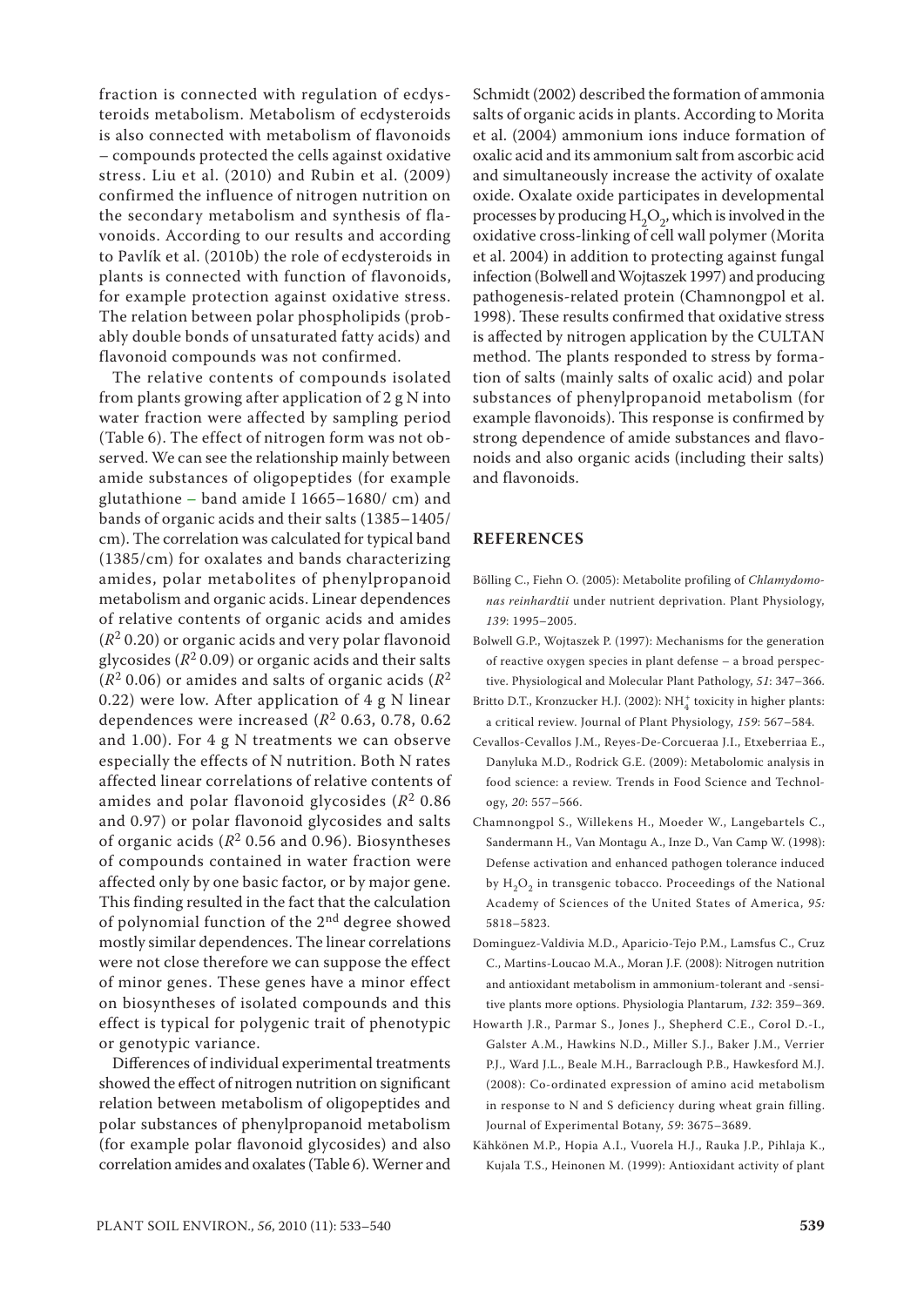fraction is connected with regulation of ecdysteroids metabolism. Metabolism of ecdysteroids is also connected with metabolism of flavonoids – compounds protected the cells against oxidative stress. Liu et al. (2010) and Rubin et al. (2009) confirmed the influence of nitrogen nutrition on the secondary metabolism and synthesis of flavonoids. According to our results and according to Pavlík et al. (2010b) the role of ecdysteroids in plants is connected with function of flavonoids, for example protection against oxidative stress. The relation between polar phospholipids (probably double bonds of unsaturated fatty acids) and flavonoid compounds was not confirmed.

The relative contents of compounds isolated from plants growing after application of 2 g N into water fraction were affected by sampling period (Table 6). The effect of nitrogen form was not observed. We can see the relationship mainly between amide substances of oligopeptides (for example glutathione – band amide I 1665–1680/ cm) and bands of organic acids and their salts (1385–1405/ cm). The correlation was calculated for typical band (1385/cm) for oxalates and bands characterizing amides, polar metabolites of phenylpropanoid metabolism and organic acids. Linear dependences of relative contents of organic acids and amides ($R^2$ 0.20) or organic acids and very polar flavonoid glycosides ($R^2$ 0.09) or organic acids and their salts ($R^2$ 0.06) or amides and salts of organic acids ($R^2$ 0.22) were low. After application of 4 g N linear dependences were increased ($R^2$ 0.63, 0.78, 0.62 and 1.00). For 4 g N treatments we can observe especially the effects of N nutrition. Both N rates affected linear correlations of relative contents of amides and polar flavonoid glycosides ($R^2$ 0.86 and 0.97) or polar flavonoid glycosides and salts of organic acids ($R^2$ 0.56 and 0.96). Biosyntheses of compounds contained in water fraction were affected only by one basic factor, or by major gene. This finding resulted in the fact that the calculation of polynomial function of the 2$^{nd}$ degree showed mostly similar dependences. The linear correlations were not close therefore we can suppose the effect of minor genes. These genes have a minor effect on biosyntheses of isolated compounds and this effect is typical for polygenic trait of phenotypic or genotypic variance.

Differences of individual experimental treatments showed the effect of nitrogen nutrition on significant relation between metabolism of oligopeptides and polar substances of phenylpropanoid metabolism (for example polar flavonoid glycosides) and also correlation amides and oxalates (Table 6). Werner and Schmidt (2002) described the formation of ammonia salts of organic acids in plants. According to Morita et al. (2004) ammonium ions induce formation of oxalic acid and its ammonium salt from ascorbic acid and simultaneously increase the activity of oxalate oxide. Oxalate oxide participates in developmental processes by producing $H_2O_2$, which is involved in the oxidative cross-linking of cell wall polymer (Morita et al. 2004) in addition to protecting against fungal infection (Bolwell and Wojtaszek 1997) and producing pathogenesis-related protein (Chamnongpol et al. 1998). These results confirmed that oxidative stress is affected by nitrogen application by the CULTAN method. The plants responded to stress by formation of salts (mainly salts of oxalic acid) and polar substances of phenylpropanoid metabolism (for example flavonoids). This response is confirmed by strong dependence of amide substances and flavonoids and also organic acids (including their salts) and flavonoids.

## REFERENCES

Bölling C., Fiehn O. (2005): Metabolite profiling of *Chlamydomonas reinhardtii* under nutrient deprivation. Plant Physiology, *139*: 1995–2005.

Bolwell G.P., Wojtaszek P. (1997): Mechanisms for the generation of reactive oxygen species in plant defense – a broad perspective. Physiological and Molecular Plant Pathology, *51*: 347–366.

Britto D.T., Kronzucker H.J. (2002): $NH_4^+$ toxicity in higher plants: a critical review. Journal of Plant Physiology, *159*: 567–584.

Cevallos-Cevallos J.M., Reyes-De-Corcueraa J.I., Etxeberriaa E., Danyluka M.D., Rodrick G.E. (2009): Metabolomic analysis in food science: a review. Trends in Food Science and Technology, *20*: 557–566.

Chamnongpol S., Willekens H., Moeder W., Langebartels C., Sandermann H., Van Montagu A., Inze D., Van Camp W. (1998): Defense activation and enhanced pathogen tolerance induced by $H_2O_2$ in transgenic tobacco. Proceedings of the National Academy of Sciences of the United States of America, *95:* 5818–5823.

Dominguez-Valdivia M.D., Aparicio-Tejo P.M., Lamsfus C., Cruz C., Martins-Loucao M.A., Moran J.F. (2008): Nitrogen nutrition and antioxidant metabolism in ammonium-tolerant and -sensitive plants more options. Physiologia Plantarum, *132*: 359–369.

Howarth J.R., Parmar S., Jones J., Shepherd C.E., Corol D.-I., Galster A.M., Hawkins N.D., Miller S.J., Baker J.M., Verrier P.J., Ward J.L., Beale M.H., Barraclough P.B., Hawkesford M.J. (2008): Co-ordinated expression of amino acid metabolism in response to N and S deficiency during wheat grain filling. Journal of Experimental Botany, *59*: 3675–3689.

Kähkönen M.P., Hopia A.I., Vuorela H.J., Rauka J.P., Pihlaja K., Kujala T.S., Heinonen M. (1999): Antioxidant activity of plant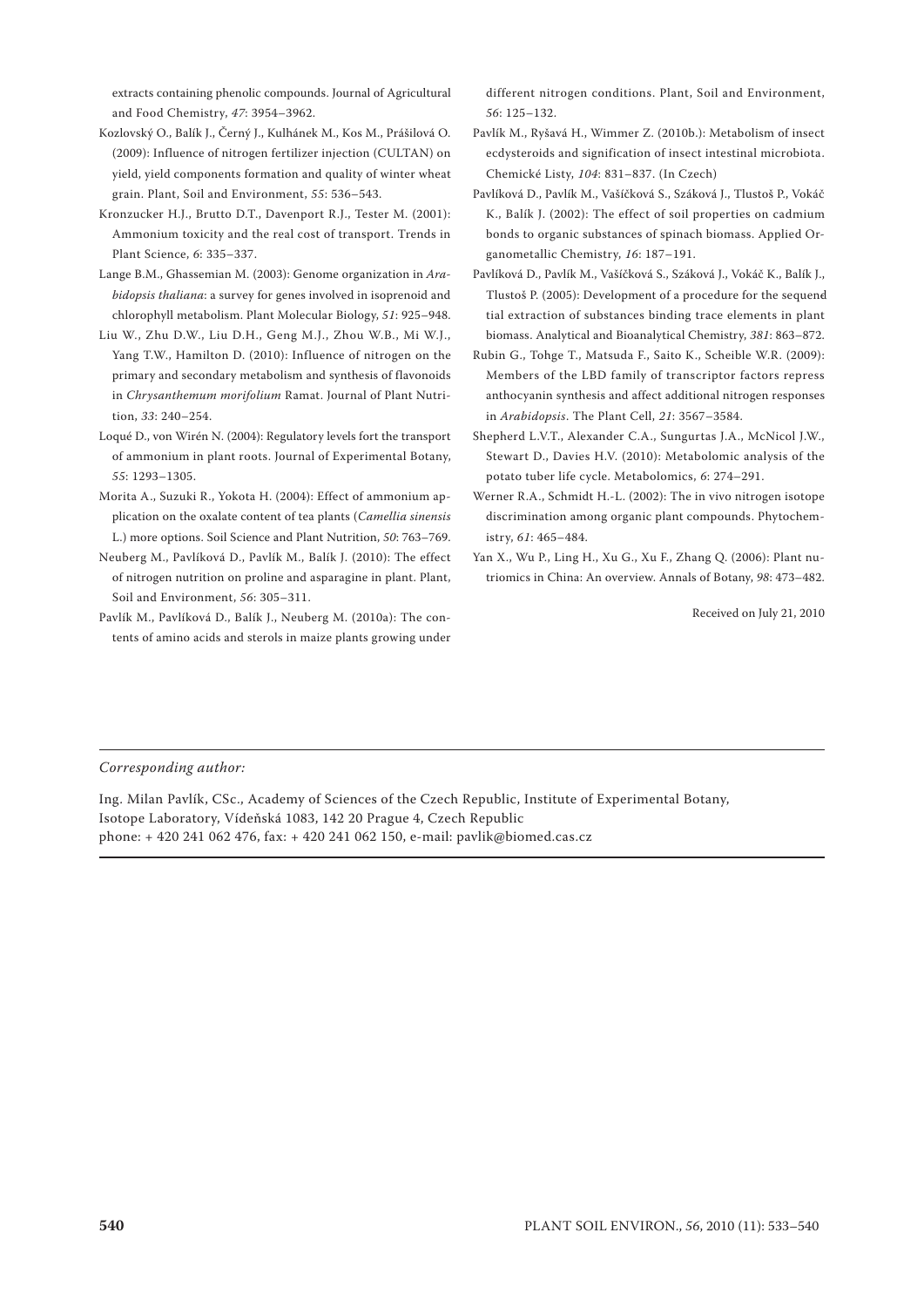extracts containing phenolic compounds. Journal of Agricultural and Food Chemistry, *47*: 3954–3962.

Kozlovský O., Balík J., Černý J., Kulhánek M., Kos M., Prášilová O. (2009): Influence of nitrogen fertilizer injection (CULTAN) on yield, yield components formation and quality of winter wheat grain. Plant, Soil and Environment, *55*: 536–543.

Kronzucker H.J., Brutto D.T., Davenport R.J., Tester M. (2001): Ammonium toxicity and the real cost of transport. Trends in Plant Science, *6*: 335–337.

Lange B.M., Ghassemian M. (2003): Genome organization in *Arabidopsis thaliana*: a survey for genes involved in isoprenoid and chlorophyll metabolism. Plant Molecular Biology, *51*: 925–948.

Liu W., Zhu D.W., Liu D.H., Geng M.J., Zhou W.B., Mi W.J., Yang T.W., Hamilton D. (2010): Influence of nitrogen on the primary and secondary metabolism and synthesis of flavonoids in *Chrysanthemum morifolium* Ramat. Journal of Plant Nutrition, *33*: 240–254.

Loqué D., von Wirén N. (2004): Regulatory levels fort the transport of ammonium in plant roots. Journal of Experimental Botany, *55*: 1293–1305.

Morita A., Suzuki R., Yokota H. (2004): Effect of ammonium application on the oxalate content of tea plants (*Camellia sinensis* L.) more options. Soil Science and Plant Nutrition, *50*: 763–769.

Neuberg M., Pavlíková D., Pavlík M., Balík J. (2010): The effect of nitrogen nutrition on proline and asparagine in plant. Plant, Soil and Environment, *56*: 305–311.

Pavlík M., Pavlíková D., Balík J., Neuberg M. (2010a): The contents of amino acids and sterols in maize plants growing under different nitrogen conditions. Plant, Soil and Environment, *56*: 125–132.

Pavlík M., Ryšavá H., Wimmer Z. (2010b.): Metabolism of insect ecdysteroids and signification of insect intestinal microbiota. Chemické Listy, *104*: 831–837. (In Czech)

Pavlíková D., Pavlík M., Vašíčková S., Száková J., Tlustoš P., Vokáč K., Balík J. (2002): The effect of soil properties on cadmium bonds to organic substances of spinach biomass. Applied Organometallic Chemistry, *16*: 187–191.

Pavlíková D., Pavlík M., Vašíčková S., Száková J., Vokáč K., Balík J., Tlustoš P. (2005): Development of a procedure for the sequend tial extraction of substances binding trace elements in plant biomass. Analytical and Bioanalytical Chemistry, *381*: 863–872.

Rubin G., Tohge T., Matsuda F., Saito K., Scheible W.R. (2009): Members of the LBD family of transcriptor factors repress anthocyanin synthesis and affect additional nitrogen responses in *Arabidopsis*. The Plant Cell, *21*: 3567–3584.

Shepherd L.V.T., Alexander C.A., Sungurtas J.A., McNicol J.W., Stewart D., Davies H.V. (2010): Metabolomic analysis of the potato tuber life cycle. Metabolomics, *6*: 274–291.

Werner R.A., Schmidt H.-L. (2002): The in vivo nitrogen isotope discrimination among organic plant compounds. Phytochemistry, *61*: 465–484.

Yan X., Wu P., Ling H., Xu G., Xu F., Zhang Q. (2006): Plant nutriomics in China: An overview. Annals of Botany, *98*: 473–482.

Received on July 21, 2010

---

*Corresponding author:*

Ing. Milan Pavlík, CSc., Academy of Sciences of the Czech Republic, Institute of Experimental Botany, Isotope Laboratory, Vídeňská 1083, 142 20 Prague 4, Czech Republic
phone: + 420 241 062 476, fax: + 420 241 062 150, e-mail: pavlik@biomed.cas.cz